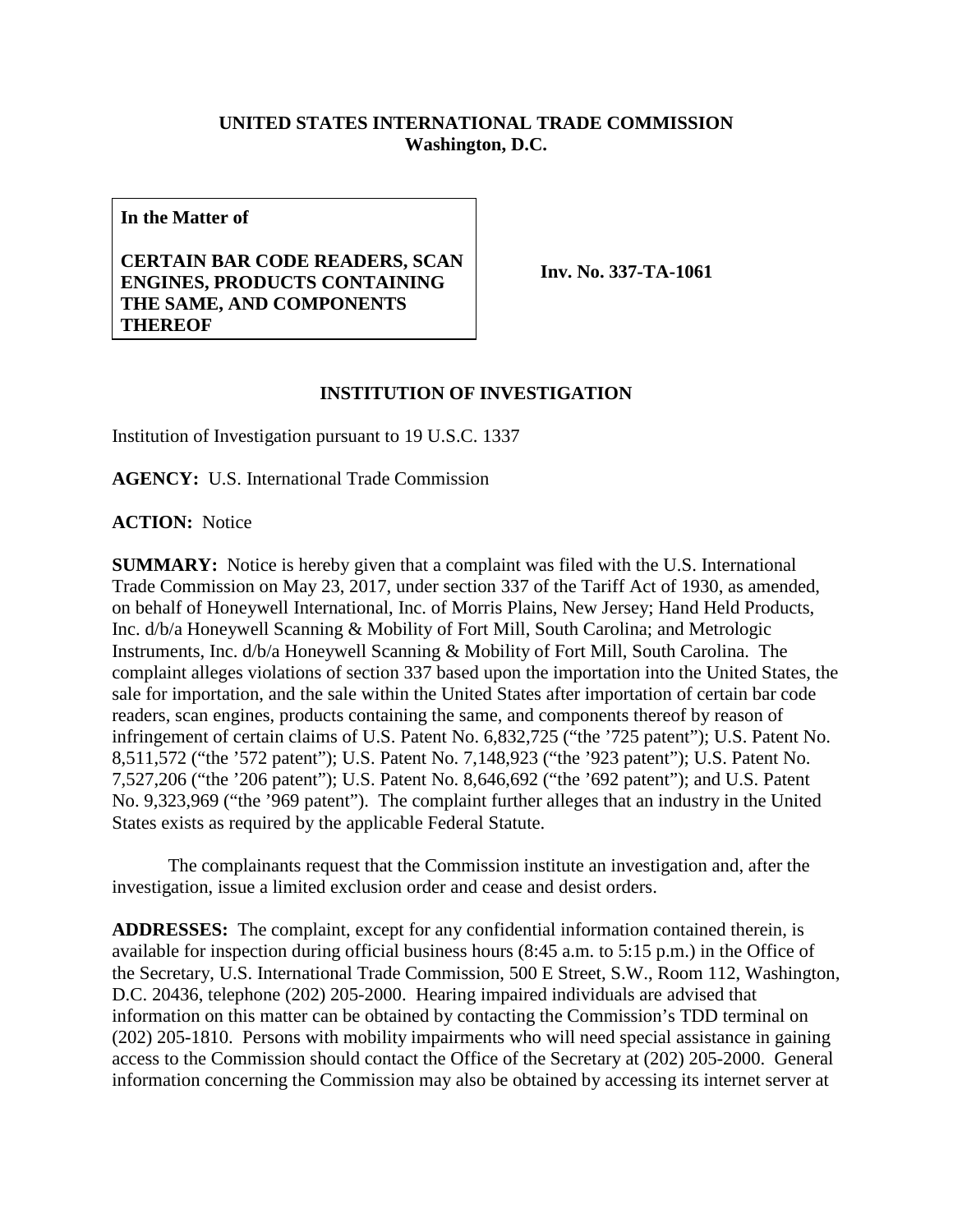**UNITED STATES INTERNATIONAL TRADE COMMISSION**
**Washington, D.C.**

| **In the Matter of**<br><br>**CERTAIN BAR CODE READERS, SCAN ENGINES, PRODUCTS CONTAINING THE SAME, AND COMPONENTS THEREOF** | **Inv. No. 337-TA-1061** |
|---|---|

## INSTITUTION OF INVESTIGATION

Institution of Investigation pursuant to 19 U.S.C. 1337

**AGENCY:** U.S. International Trade Commission

**ACTION:** Notice

**SUMMARY:** Notice is hereby given that a complaint was filed with the U.S. International Trade Commission on May 23, 2017, under section 337 of the Tariff Act of 1930, as amended, on behalf of Honeywell International, Inc. of Morris Plains, New Jersey; Hand Held Products, Inc. d/b/a Honeywell Scanning & Mobility of Fort Mill, South Carolina; and Metrologic Instruments, Inc. d/b/a Honeywell Scanning & Mobility of Fort Mill, South Carolina. The complaint alleges violations of section 337 based upon the importation into the United States, the sale for importation, and the sale within the United States after importation of certain bar code readers, scan engines, products containing the same, and components thereof by reason of infringement of certain claims of U.S. Patent No. 6,832,725 ("the '725 patent"); U.S. Patent No. 8,511,572 ("the '572 patent"); U.S. Patent No. 7,148,923 ("the '923 patent"); U.S. Patent No. 7,527,206 ("the '206 patent"); U.S. Patent No. 8,646,692 ("the '692 patent"); and U.S. Patent No. 9,323,969 ("the '969 patent"). The complaint further alleges that an industry in the United States exists as required by the applicable Federal Statute.

The complainants request that the Commission institute an investigation and, after the investigation, issue a limited exclusion order and cease and desist orders.

**ADDRESSES:** The complaint, except for any confidential information contained therein, is available for inspection during official business hours (8:45 a.m. to 5:15 p.m.) in the Office of the Secretary, U.S. International Trade Commission, 500 E Street, S.W., Room 112, Washington, D.C. 20436, telephone (202) 205-2000. Hearing impaired individuals are advised that information on this matter can be obtained by contacting the Commission's TDD terminal on (202) 205-1810. Persons with mobility impairments who will need special assistance in gaining access to the Commission should contact the Office of the Secretary at (202) 205-2000. General information concerning the Commission may also be obtained by accessing its internet server at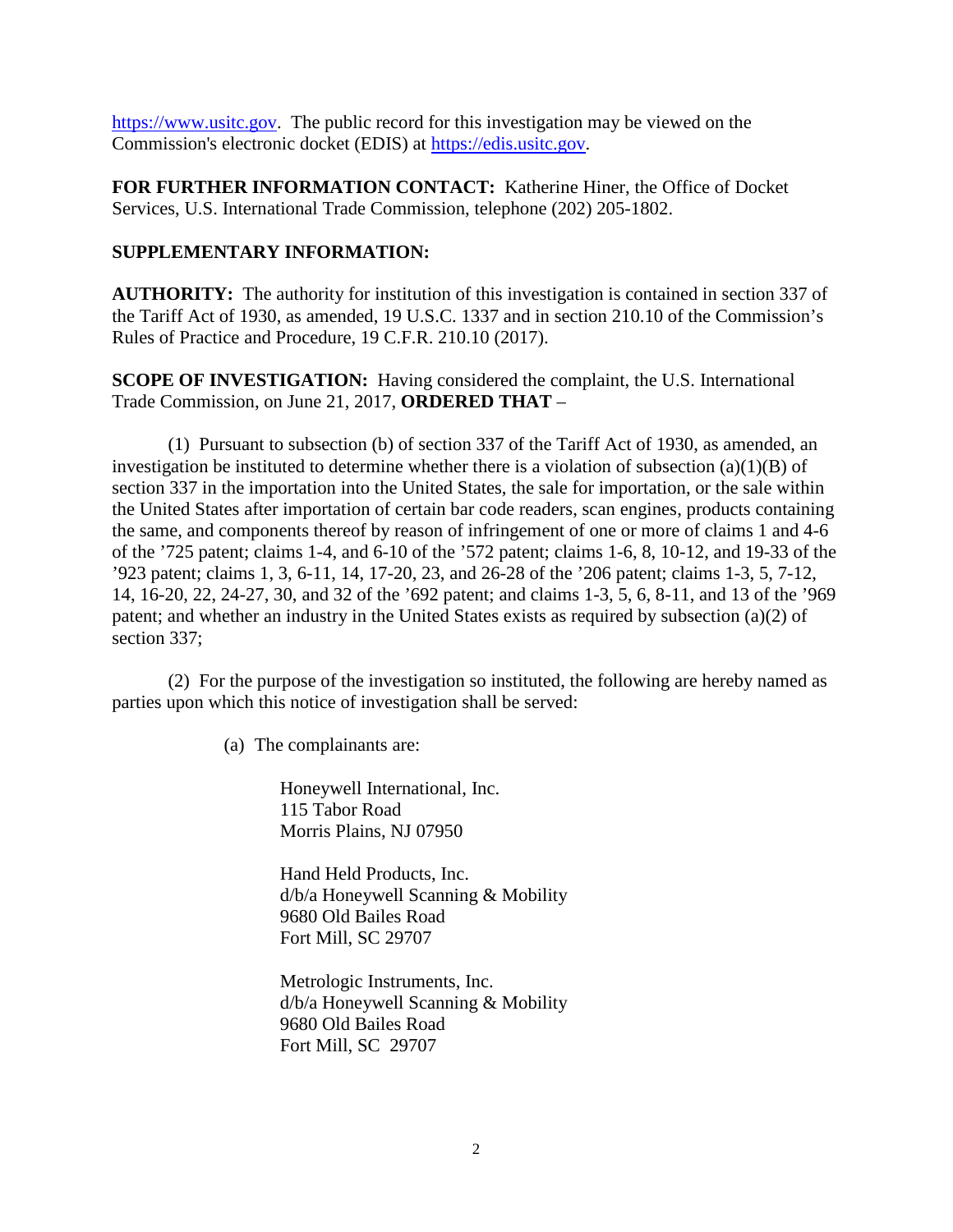https://www.usitc.gov. The public record for this investigation may be viewed on the Commission's electronic docket (EDIS) at https://edis.usitc.gov.

**FOR FURTHER INFORMATION CONTACT:** Katherine Hiner, the Office of Docket Services, U.S. International Trade Commission, telephone (202) 205-1802.

**SUPPLEMENTARY INFORMATION:**

**AUTHORITY:** The authority for institution of this investigation is contained in section 337 of the Tariff Act of 1930, as amended, 19 U.S.C. 1337 and in section 210.10 of the Commission's Rules of Practice and Procedure, 19 C.F.R. 210.10 (2017).

**SCOPE OF INVESTIGATION:** Having considered the complaint, the U.S. International Trade Commission, on June 21, 2017, **ORDERED THAT** –

(1) Pursuant to subsection (b) of section 337 of the Tariff Act of 1930, as amended, an investigation be instituted to determine whether there is a violation of subsection (a)(1)(B) of section 337 in the importation into the United States, the sale for importation, or the sale within the United States after importation of certain bar code readers, scan engines, products containing the same, and components thereof by reason of infringement of one or more of claims 1 and 4-6 of the '725 patent; claims 1-4, and 6-10 of the '572 patent; claims 1-6, 8, 10-12, and 19-33 of the '923 patent; claims 1, 3, 6-11, 14, 17-20, 23, and 26-28 of the '206 patent; claims 1-3, 5, 7-12, 14, 16-20, 22, 24-27, 30, and 32 of the '692 patent; and claims 1-3, 5, 6, 8-11, and 13 of the '969 patent; and whether an industry in the United States exists as required by subsection (a)(2) of section 337;

(2) For the purpose of the investigation so instituted, the following are hereby named as parties upon which this notice of investigation shall be served:

(a) The complainants are:

Honeywell International, Inc.
115 Tabor Road
Morris Plains, NJ 07950

Hand Held Products, Inc.
d/b/a Honeywell Scanning & Mobility
9680 Old Bailes Road
Fort Mill, SC 29707

Metrologic Instruments, Inc.
d/b/a Honeywell Scanning & Mobility
9680 Old Bailes Road
Fort Mill, SC 29707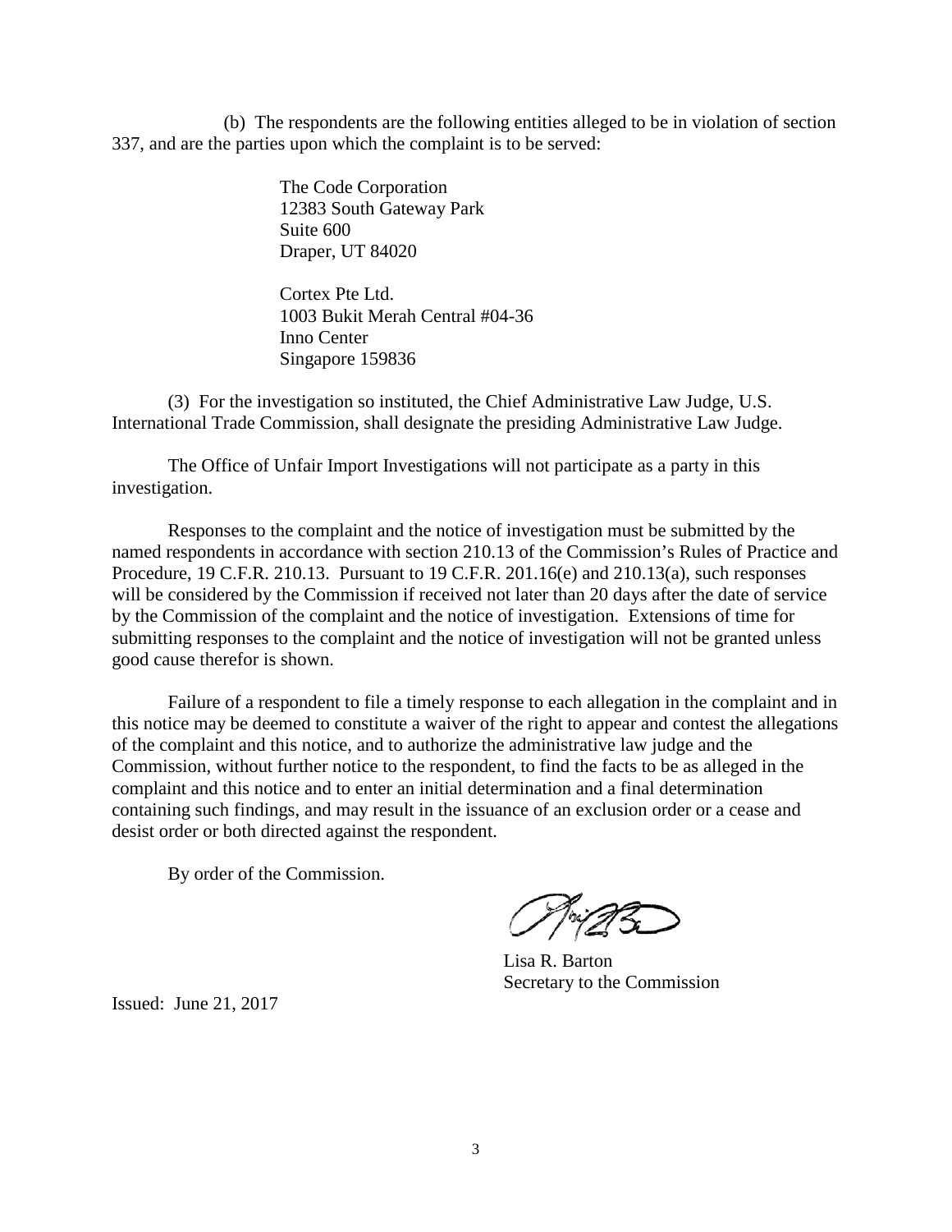(b) The respondents are the following entities alleged to be in violation of section 337, and are the parties upon which the complaint is to be served:

The Code Corporation
12383 South Gateway Park
Suite 600
Draper, UT 84020

Cortex Pte Ltd.
1003 Bukit Merah Central #04-36
Inno Center
Singapore 159836

(3) For the investigation so instituted, the Chief Administrative Law Judge, U.S. International Trade Commission, shall designate the presiding Administrative Law Judge.

The Office of Unfair Import Investigations will not participate as a party in this investigation.

Responses to the complaint and the notice of investigation must be submitted by the named respondents in accordance with section 210.13 of the Commission's Rules of Practice and Procedure, 19 C.F.R. 210.13. Pursuant to 19 C.F.R. 201.16(e) and 210.13(a), such responses will be considered by the Commission if received not later than 20 days after the date of service by the Commission of the complaint and the notice of investigation. Extensions of time for submitting responses to the complaint and the notice of investigation will not be granted unless good cause therefor is shown.

Failure of a respondent to file a timely response to each allegation in the complaint and in this notice may be deemed to constitute a waiver of the right to appear and contest the allegations of the complaint and this notice, and to authorize the administrative law judge and the Commission, without further notice to the respondent, to find the facts to be as alleged in the complaint and this notice and to enter an initial determination and a final determination containing such findings, and may result in the issuance of an exclusion order or a cease and desist order or both directed against the respondent.

By order of the Commission.

Lisa R. Barton
Secretary to the Commission

Issued: June 21, 2017